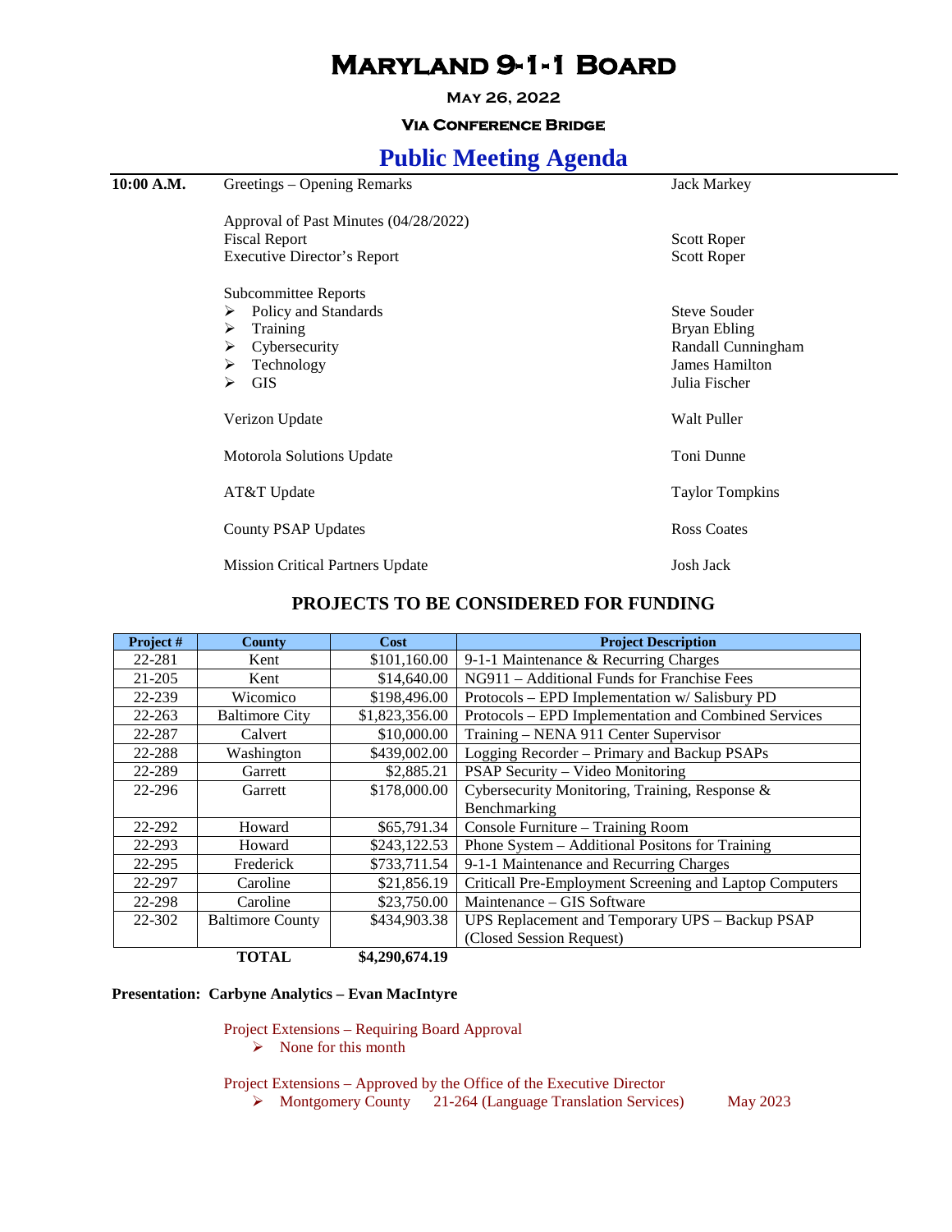# Maryland 9-1-1 Board

**May 26, 2022**

**Via Conference Bridge**

## Public Meeting Agenda

| | | |
|---|---|---|
| **10:00 A.M.** | Greetings – Opening Remarks | Jack Markey |
| | Approval of Past Minutes (04/28/2022) | |
| | Fiscal Report | Scott Roper |
| | Executive Director's Report | Scott Roper |
| | Subcommittee Reports | |
| | ➢ Policy and Standards | Steve Souder |
| | ➢ Training | Bryan Ebling |
| | ➢ Cybersecurity | Randall Cunningham |
| | ➢ Technology | James Hamilton |
| | ➢ GIS | Julia Fischer |
| | Verizon Update | Walt Puller |
| | Motorola Solutions Update | Toni Dunne |
| | AT&T Update | Taylor Tompkins |
| | County PSAP Updates | Ross Coates |
| | Mission Critical Partners Update | Josh Jack |

### PROJECTS TO BE CONSIDERED FOR FUNDING

| Project # | County | Cost | Project Description |
|---|---|---|---|
| 22-281 | Kent | $101,160.00 | 9-1-1 Maintenance & Recurring Charges |
| 21-205 | Kent | $14,640.00 | NG911 – Additional Funds for Franchise Fees |
| 22-239 | Wicomico | $198,496.00 | Protocols – EPD Implementation w/ Salisbury PD |
| 22-263 | Baltimore City | $1,823,356.00 | Protocols – EPD Implementation and Combined Services |
| 22-287 | Calvert | $10,000.00 | Training – NENA 911 Center Supervisor |
| 22-288 | Washington | $439,002.00 | Logging Recorder – Primary and Backup PSAPs |
| 22-289 | Garrett | $2,885.21 | PSAP Security – Video Monitoring |
| 22-296 | Garrett | $178,000.00 | Cybersecurity Monitoring, Training, Response & Benchmarking |
| 22-292 | Howard | $65,791.34 | Console Furniture – Training Room |
| 22-293 | Howard | $243,122.53 | Phone System – Additional Positons for Training |
| 22-295 | Frederick | $733,711.54 | 9-1-1 Maintenance and Recurring Charges |
| 22-297 | Caroline | $21,856.19 | Criticall Pre-Employment Screening and Laptop Computers |
| 22-298 | Caroline | $23,750.00 | Maintenance – GIS Software |
| 22-302 | Baltimore County | $434,903.38 | UPS Replacement and Temporary UPS – Backup PSAP (Closed Session Request) |
| | **TOTAL** | **$4,290,674.19** | |

**Presentation: Carbyne Analytics – Evan MacIntyre**

Project Extensions – Requiring Board Approval

- ➢ None for this month

Project Extensions – Approved by the Office of the Executive Director

- ➢ Montgomery County 21-264 (Language Translation Services) May 2023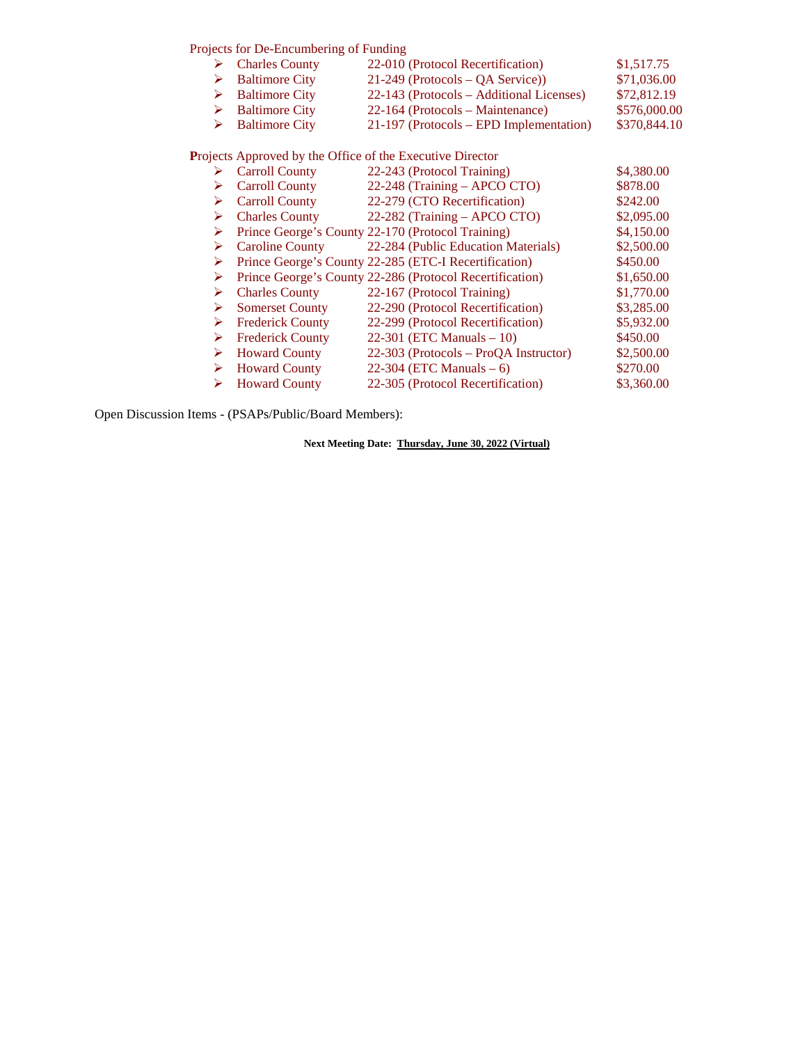Projects for De-Encumbering of Funding

- Charles County 22-010 (Protocol Recertification) $1,517.75
- Baltimore City 21-249 (Protocols – QA Service)) $71,036.00
- Baltimore City 22-143 (Protocols – Additional Licenses) $72,812.19
- Baltimore City 22-164 (Protocols – Maintenance) $576,000.00
- Baltimore City 21-197 (Protocols – EPD Implementation) $370,844.10

**P**rojects Approved by the Office of the Executive Director

- Carroll County 22-243 (Protocol Training) $4,380.00
- Carroll County 22-248 (Training – APCO CTO) $878.00
- Carroll County 22-279 (CTO Recertification) $242.00
- Charles County 22-282 (Training – APCO CTO) $2,095.00
- Prince George's County 22-170 (Protocol Training) $4,150.00
- Caroline County 22-284 (Public Education Materials) $2,500.00
- Prince George's County 22-285 (ETC-I Recertification) $450.00
- Prince George's County 22-286 (Protocol Recertification) $1,650.00
- Charles County 22-167 (Protocol Training) $1,770.00
- Somerset County 22-290 (Protocol Recertification) $3,285.00
- Frederick County 22-299 (Protocol Recertification) $5,932.00
- Frederick County 22-301 (ETC Manuals – 10) $450.00
- Howard County 22-303 (Protocols – ProQA Instructor) $2,500.00
- Howard County 22-304 (ETC Manuals – 6) $270.00
- Howard County 22-305 (Protocol Recertification) $3,360.00

Open Discussion Items - (PSAPs/Public/Board Members):

**Next Meeting Date: <u>Thursday, June 30, 2022 (Virtual)</u>**